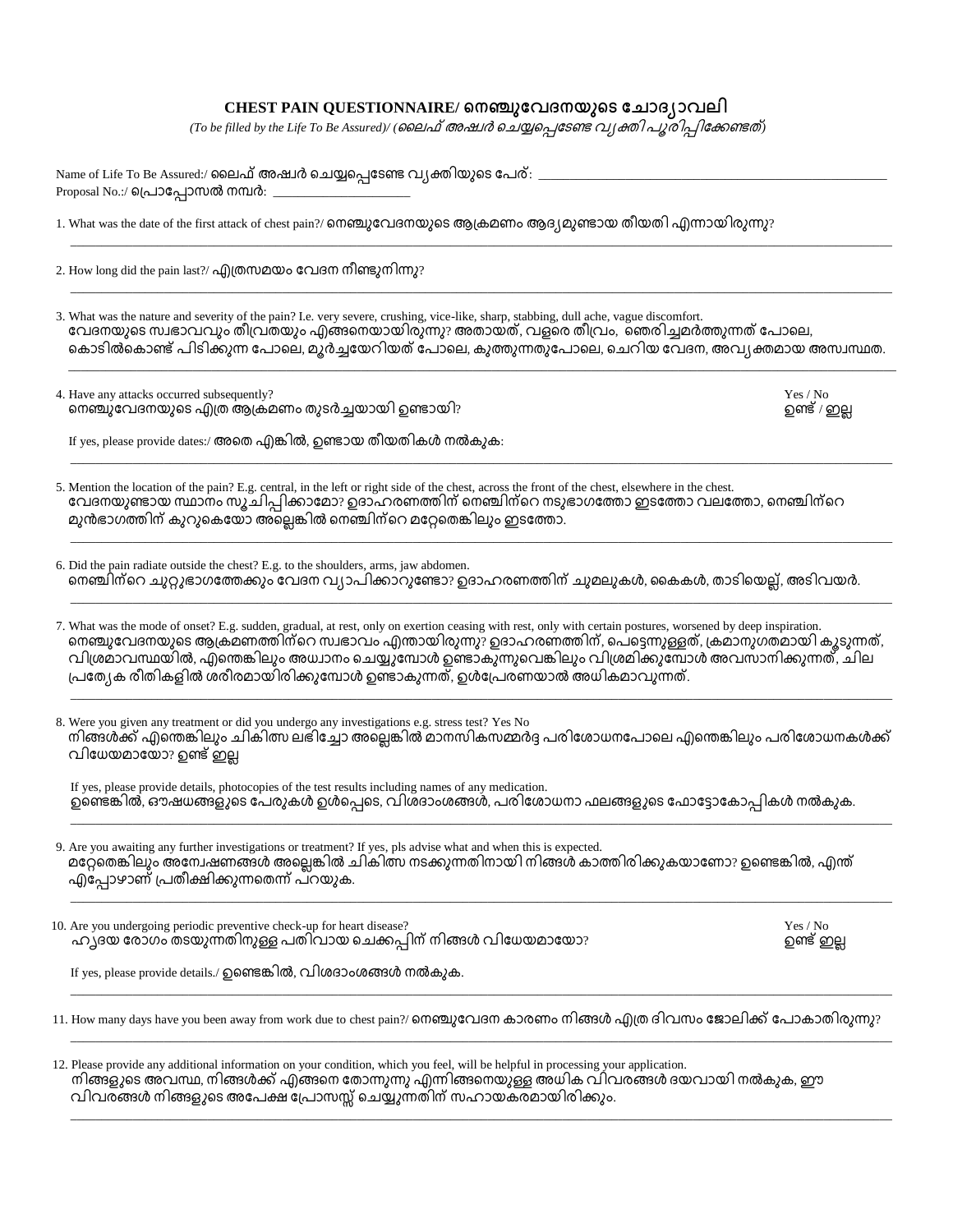# CHEST PAIN QUESTIONNAIRE/ നെഞ്ചുവേദനയുടെ ചോദ്യാവലി

*(To be filled by the Life To Be Assured)/ (ലൈഫ് അഷ്വർ ചെയ്യപ്പെടേണ്ട വ്യക്തി പൂരിപ്പിക്കേണ്ടത്)*

Name of Life To Be Assured:/ ലൈഫ് അഷ്വർ ചെയ്യപ്പെടേണ്ട വ്യക്തിയുടെ പേര്: ____________________________________________

Proposal No.:/ പ്രൊപ്പോസൽ നമ്പർ: ____________________

1. What was the date of the first attack of chest pain?/ നെഞ്ചുവേദനയുടെ ആക്രമണം ആദ്യമുണ്ടായ തീയതി എന്നായിരുന്നു?

_______________________________________________________________________________

2. How long did the pain last?/ എത്രസമയം വേദന നീണ്ടുനിന്നു?

_______________________________________________________________________________

3. What was the nature and severity of the pain? I.e. very severe, crushing, vice-like, sharp, stabbing, dull ache, vague discomfort.
വേദനയുടെ സ്വഭാവവും തീവ്രതയും എങ്ങനെയായിരുന്നു? അതായത്, വളരെ തീവ്രം, ഞെരിച്ചമർത്തുന്നത് പോലെ, കൊടിൽകൊണ്ട് പിടിക്കുന്ന പോലെ, മൂർച്ചയേറിയത് പോലെ, കുത്തുന്നതുപോലെ, ചെറിയ വേദന, അവ്യക്തമായ അസ്വസ്ഥത.

_______________________________________________________________________________

4. Have any attacks occurred subsequently? Yes / No
നെഞ്ചുവേദനയുടെ എത്ര ആക്രമണം തുടർച്ചയായി ഉണ്ടായി? ഉണ്ട് / ഇല്ല

If yes, please provide dates:/ അതെ എങ്കിൽ, ഉണ്ടായ തീയതികൾ നൽകുക:

_______________________________________________________________________________

5. Mention the location of the pain? E.g. central, in the left or right side of the chest, across the front of the chest, elsewhere in the chest.
വേദനയുണ്ടായ സ്ഥാനം സൂചിപ്പിക്കാമോ? ഉദാഹരണത്തിന് നെഞ്ചിന്റെ നടുഭാഗത്തോ ഇടത്തോ വലത്തോ, നെഞ്ചിന്റെ മുൻഭാഗത്തിന് കുറുകെയോ അല്ലെങ്കിൽ നെഞ്ചിന്റെ മറ്റേതെങ്കിലും ഇടത്തോ.

_______________________________________________________________________________

6. Did the pain radiate outside the chest? E.g. to the shoulders, arms, jaw abdomen.
നെഞ്ചിന്റെ ചുറ്റുഭാഗത്തേക്കും വേദന വ്യാപിക്കാറുണ്ടോ? ഉദാഹരണത്തിന് ചുമലുകൾ, കൈകൾ, താടിയെല്ല്, അടിവയർ.

_______________________________________________________________________________

7. What was the mode of onset? E.g. sudden, gradual, at rest, only on exertion ceasing with rest, only with certain postures, worsened by deep inspiration.
നെഞ്ചുവേദനയുടെ ആക്രമണത്തിന്റെ സ്വഭാവം എന്തായിരുന്നു? ഉദാഹരണത്തിന്, പെട്ടെന്നുള്ളത്, ക്രമാനുഗതമായി കൂടുന്നത്, വിശ്രമാവസ്ഥയിൽ, എന്തെങ്കിലും അധ്വാനം ചെയ്യുമ്പോൾ ഉണ്ടാകുന്നുവെങ്കിലും വിശ്രമിക്കുമ്പോൾ അവസാനിക്കുന്നത്, ചില പ്രത്യേക രീതികളിൽ ശരീരമായിരിക്കുമ്പോൾ ഉണ്ടാകുന്നത്, ഉൾപ്രേരണയാൽ അധികമാവുന്നത്.

_______________________________________________________________________________

8. Were you given any treatment or did you undergo any investigations e.g. stress test? Yes No
നിങ്ങൾക്ക് എന്തെങ്കിലും ചികിത്സ ലഭിച്ചോ അല്ലെങ്കിൽ മാനസികസമ്മർദ്ദ പരിശോധനപോലെ എന്തെങ്കിലും പരിശോധനകൾക്ക് വിധേയമായോ? ഉണ്ട് ഇല്ല

If yes, please provide details, photocopies of the test results including names of any medication.
ഉണ്ടെങ്കിൽ, ഔഷധങ്ങളുടെ പേരുകൾ ഉൾപ്പെടെ, വിശദാംശങ്ങൾ, പരിശോധനാ ഫലങ്ങളുടെ ഫോട്ടോകോപ്പികൾ നൽകുക.

_______________________________________________________________________________

9. Are you awaiting any further investigations or treatment? If yes, pls advise what and when this is expected.
മറ്റേതെങ്കിലും അന്വേഷണങ്ങൾ അല്ലെങ്കിൽ ചികിത്സ നടക്കുന്നതിനായി നിങ്ങൾ കാത്തിരിക്കുകയാണോ? ഉണ്ടെങ്കിൽ, എന്ത് എപ്പോഴാണ് പ്രതീക്ഷിക്കുന്നതെന്ന് പറയുക.

_______________________________________________________________________________

10. Are you undergoing periodic preventive check-up for heart disease? Yes / No
ഹൃദയ രോഗം തടയുന്നതിനുള്ള പതിവായ ചെക്കപ്പിന് നിങ്ങൾ വിധേയമായോ? ഉണ്ട് ഇല്ല

If yes, please provide details./ ഉണ്ടെങ്കിൽ, വിശദാംശങ്ങൾ നൽകുക.

_______________________________________________________________________________

11. How many days have you been away from work due to chest pain?/ നെഞ്ചുവേദന കാരണം നിങ്ങൾ എത്ര ദിവസം ജോലിക്ക് പോകാതിരുന്നു?

_______________________________________________________________________________

12. Please provide any additional information on your condition, which you feel, will be helpful in processing your application.
നിങ്ങളുടെ അവസ്ഥ, നിങ്ങൾക്ക് എങ്ങനെ തോന്നുന്നു എന്നിങ്ങനെയുള്ള അധിക വിവരങ്ങൾ ദയവായി നൽകുക, ഈ വിവരങ്ങൾ നിങ്ങളുടെ അപേക്ഷ പ്രോസസ്സ് ചെയ്യുന്നതിന് സഹായകരമായിരിക്കും.

_______________________________________________________________________________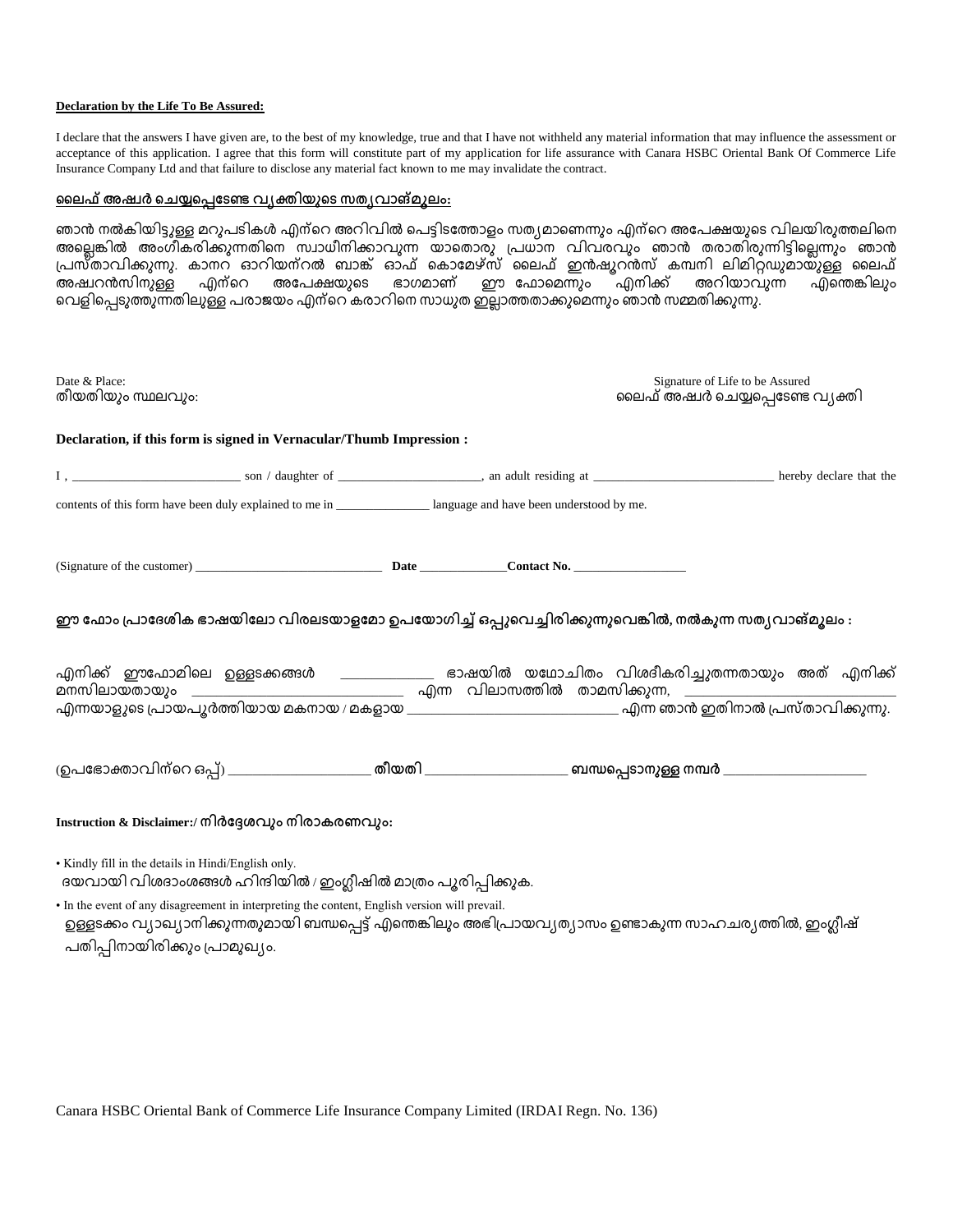**Declaration by the Life To Be Assured:**

I declare that the answers I have given are, to the best of my knowledge, true and that I have not withheld any material information that may influence the assessment or acceptance of this application. I agree that this form will constitute part of my application for life assurance with Canara HSBC Oriental Bank Of Commerce Life Insurance Company Ltd and that failure to disclose any material fact known to me may invalidate the contract.

**ലൈഫ് അഷ്വർ ചെയ്യപ്പെടേണ്ട വ്യക്തിയുടെ സത്യവാങ്മൂലം:**

ഞാൻ നൽകിയിട്ടുള്ള മറുപടികൾ എന്റെ അറിവിൽ പെട്ടിടത്തോളം സത്യമാണെന്നും എന്റെ അപേക്ഷയുടെ വിലയിരുത്തലിനെ അല്ലെങ്കിൽ അംഗീകരിക്കുന്നതിനെ സ്വാധീനിക്കാവുന്ന യാതൊരു പ്രധാന വിവരവും ഞാൻ തരാതിരുന്നിട്ടില്ലെന്നും ഞാൻ പ്രസ്താവിക്കുന്നു. കാനറ ഓറിയന്റൽ ബാങ്ക് ഓഫ് കൊമേഴ്സ് ലൈഫ് ഇൻഷൂറൻസ് കമ്പനി ലിമിറ്റഡുമായുള്ള ലൈഫ് അഷ്വറൻസിനുള്ള എന്റെ അപേക്ഷയുടെ ഭാഗമാണ് ഈ ഫോമെന്നും എനിക്ക് അറിയാവുന്ന എന്തെങ്കിലും വെളിപ്പെടുത്തുന്നതിലുള്ള പരാജയം എന്റെ കരാറിനെ സാധുത ഇല്ലാത്തതാക്കുമെന്നും ഞാൻ സമ്മതിക്കുന്നു.

Date & Place:
തീയതിയും സ്ഥലവും:

Signature of Life to be Assured
ലൈഫ് അഷ്വർ ചെയ്യപ്പെടേണ്ട വ്യക്തി

**Declaration, if this form is signed in Vernacular/Thumb Impression :**

I , __________________________ son / daughter of ______________________, an adult residing at ____________________________ hereby declare that the contents of this form have been duly explained to me in _______________ language and have been understood by me.

(Signature of the customer) ______________________________ **Date** ______________**Contact No.** __________________

**ഈ ഫോം പ്രാദേശിക ഭാഷയിലോ വിരലടയാളമോ ഉപയോഗിച്ച് ഒപ്പുവെച്ചിരിക്കുന്നുവെങ്കിൽ, നൽകുന്ന സത്യവാങ്മൂലം :**

എനിക്ക് ഈഫോമിലെ ഉള്ളടക്കങ്ങൾ _____________ ഭാഷയിൽ യഥോചിതം വിശദീകരിച്ചുതന്നതായും അത് എനിക്ക് മനസിലായതായും ______________________________ എന്ന വിലാസത്തിൽ താമസിക്കുന്ന, ______________________________ എന്നയാളുടെ പ്രായപൂർത്തിയായ മകനായ / മകളായ ______________________________ എന്ന ഞാൻ ഇതിനാൽ പ്രസ്താവിക്കുന്നു.

(ഉപഭോക്താവിന്റെ ഒപ്പ്) ____________________ **തീയതി** ____________________ **ബന്ധപ്പെടാനുള്ള നമ്പർ** ____________________

**Instruction & Disclaimer:/ നിർദ്ദേശവും നിരാകരണവും:**

- Kindly fill in the details in Hindi/English only.
  ദയവായി വിശദാംശങ്ങൾ ഹിന്ദിയിൽ / ഇംഗ്ലീഷിൽ മാത്രം പൂരിപ്പിക്കുക.
- In the event of any disagreement in interpreting the content, English version will prevail.
  ഉള്ളടക്കം വ്യാഖ്യാനിക്കുന്നതുമായി ബന്ധപ്പെട്ട് എന്തെങ്കിലും അഭിപ്രായവ്യത്യാസം ഉണ്ടാകുന്ന സാഹചര്യത്തിൽ, ഇംഗ്ലീഷ് പതിപ്പിനായിരിക്കും പ്രാമുഖ്യം.

Canara HSBC Oriental Bank of Commerce Life Insurance Company Limited (IRDAI Regn. No. 136)